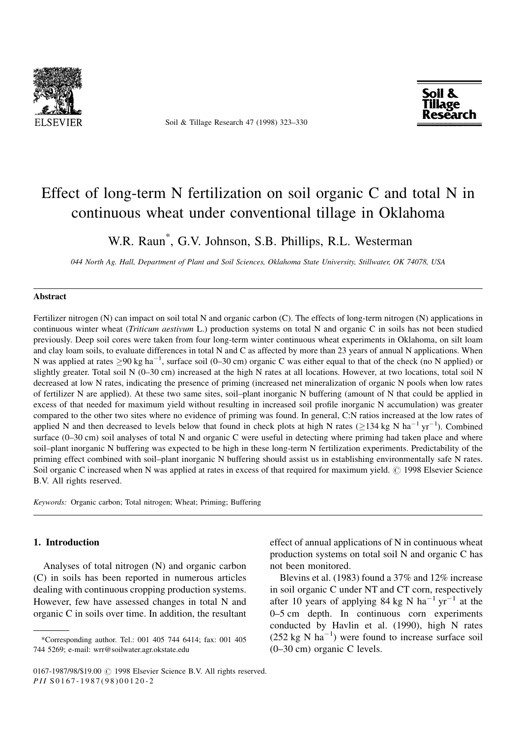# Effect of long-term N fertilization on soil organic C and total N in continuous wheat under conventional tillage in Oklahoma

W.R. Raun*, G.V. Johnson, S.B. Phillips, R.L. Westerman

*044 North Ag. Hall, Department of Plant and Soil Sciences, Oklahoma State University, Stillwater, OK 74078, USA*

## Abstract

Fertilizer nitrogen (N) can impact on soil total N and organic carbon (C). The effects of long-term nitrogen (N) applications in continuous winter wheat (*Triticum aestivum* L.) production systems on total N and organic C in soils has not been studied previously. Deep soil cores were taken from four long-term winter continuous wheat experiments in Oklahoma, on silt loam and clay loam soils, to evaluate differences in total N and C as affected by more than 23 years of annual N applications. When N was applied at rates $\geq$90 kg ha$^{-1}$, surface soil (0–30 cm) organic C was either equal to that of the check (no N applied) or slightly greater. Total soil N (0–30 cm) increased at the high N rates at all locations. However, at two locations, total soil N decreased at low N rates, indicating the presence of priming (increased net mineralization of organic N pools when low rates of fertilizer N are applied). At these two same sites, soil–plant inorganic N buffering (amount of N that could be applied in excess of that needed for maximum yield without resulting in increased soil profile inorganic N accumulation) was greater compared to the other two sites where no evidence of priming was found. In general, C:N ratios increased at the low rates of applied N and then decreased to levels below that found in check plots at high N rates ($\geq$134 kg N ha$^{-1}$ yr$^{-1}$). Combined surface (0–30 cm) soil analyses of total N and organic C were useful in detecting where priming had taken place and where soil–plant inorganic N buffering was expected to be high in these long-term N fertilization experiments. Predictability of the priming effect combined with soil–plant inorganic N buffering should assist us in establishing environmentally safe N rates. Soil organic C increased when N was applied at rates in excess of that required for maximum yield. © 1998 Elsevier Science B.V. All rights reserved.

*Keywords:* Organic carbon; Total nitrogen; Wheat; Priming; Buffering

## 1. Introduction

Analyses of total nitrogen (N) and organic carbon (C) in soils has been reported in numerous articles dealing with continuous cropping production systems. However, few have assessed changes in total N and organic C in soils over time. In addition, the resultant effect of annual applications of N in continuous wheat production systems on total soil N and organic C has not been monitored.

Blevins et al. (1983) found a 37% and 12% increase in soil organic C under NT and CT corn, respectively after 10 years of applying 84 kg N ha$^{-1}$ yr$^{-1}$ at the 0–5 cm depth. In continuous corn experiments conducted by Havlin et al. (1990), high N rates (252 kg N ha$^{-1}$) were found to increase surface soil (0–30 cm) organic C levels.

*Corresponding author. Tel.: 001 405 744 6414; fax: 001 405 744 5269; e-mail: wrr@soilwater.agr.okstate.edu

0167-1987/98/$19.00 © 1998 Elsevier Science B.V. All rights reserved.
PII S0167-1987(98)00120-2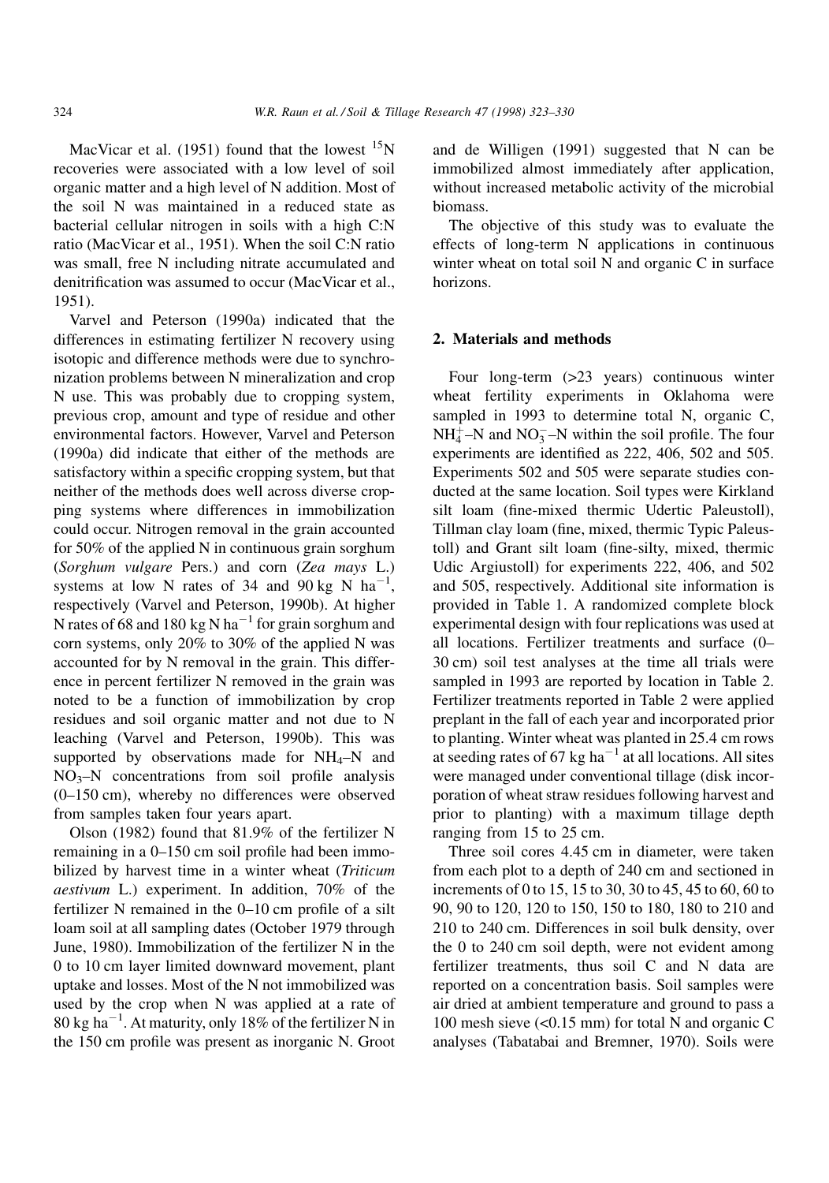MacVicar et al. (1951) found that the lowest $^{15}N$ recoveries were associated with a low level of soil organic matter and a high level of N addition. Most of the soil N was maintained in a reduced state as bacterial cellular nitrogen in soils with a high C:N ratio (MacVicar et al., 1951). When the soil C:N ratio was small, free N including nitrate accumulated and denitrification was assumed to occur (MacVicar et al., 1951).

Varvel and Peterson (1990a) indicated that the differences in estimating fertilizer N recovery using isotopic and difference methods were due to synchronization problems between N mineralization and crop N use. This was probably due to cropping system, previous crop, amount and type of residue and other environmental factors. However, Varvel and Peterson (1990a) did indicate that either of the methods are satisfactory within a specific cropping system, but that neither of the methods does well across diverse cropping systems where differences in immobilization could occur. Nitrogen removal in the grain accounted for 50% of the applied N in continuous grain sorghum (*Sorghum vulgare* Pers.) and corn (*Zea mays* L.) systems at low N rates of 34 and 90 kg N $ha^{-1}$, respectively (Varvel and Peterson, 1990b). At higher N rates of 68 and 180 kg N $ha^{-1}$ for grain sorghum and corn systems, only 20% to 30% of the applied N was accounted for by N removal in the grain. This difference in percent fertilizer N removed in the grain was noted to be a function of immobilization by crop residues and soil organic matter and not due to N leaching (Varvel and Peterson, 1990b). This was supported by observations made for $NH_4$–N and $NO_3$–N concentrations from soil profile analysis (0–150 cm), whereby no differences were observed from samples taken four years apart.

Olson (1982) found that 81.9% of the fertilizer N remaining in a 0–150 cm soil profile had been immobilized by harvest time in a winter wheat (*Triticum aestivum* L.) experiment. In addition, 70% of the fertilizer N remained in the 0–10 cm profile of a silt loam soil at all sampling dates (October 1979 through June, 1980). Immobilization of the fertilizer N in the 0 to 10 cm layer limited downward movement, plant uptake and losses. Most of the N not immobilized was used by the crop when N was applied at a rate of 80 kg $ha^{-1}$. At maturity, only 18% of the fertilizer N in the 150 cm profile was present as inorganic N. Groot and de Willigen (1991) suggested that N can be immobilized almost immediately after application, without increased metabolic activity of the microbial biomass.

The objective of this study was to evaluate the effects of long-term N applications in continuous winter wheat on total soil N and organic C in surface horizons.

## 2. Materials and methods

Four long-term (>23 years) continuous winter wheat fertility experiments in Oklahoma were sampled in 1993 to determine total N, organic C, $NH_4^+$–N and $NO_3^-$–N within the soil profile. The four experiments are identified as 222, 406, 502 and 505. Experiments 502 and 505 were separate studies conducted at the same location. Soil types were Kirkland silt loam (fine-mixed thermic Udertic Paleustoll), Tillman clay loam (fine, mixed, thermic Typic Paleustoll) and Grant silt loam (fine-silty, mixed, thermic Udic Argiustoll) for experiments 222, 406, and 502 and 505, respectively. Additional site information is provided in Table 1. A randomized complete block experimental design with four replications was used at all locations. Fertilizer treatments and surface (0–30 cm) soil test analyses at the time all trials were sampled in 1993 are reported by location in Table 2. Fertilizer treatments reported in Table 2 were applied preplant in the fall of each year and incorporated prior to planting. Winter wheat was planted in 25.4 cm rows at seeding rates of 67 kg $ha^{-1}$ at all locations. All sites were managed under conventional tillage (disk incorporation of wheat straw residues following harvest and prior to planting) with a maximum tillage depth ranging from 15 to 25 cm.

Three soil cores 4.45 cm in diameter, were taken from each plot to a depth of 240 cm and sectioned in increments of 0 to 15, 15 to 30, 30 to 45, 45 to 60, 60 to 90, 90 to 120, 120 to 150, 150 to 180, 180 to 210 and 210 to 240 cm. Differences in soil bulk density, over the 0 to 240 cm soil depth, were not evident among fertilizer treatments, thus soil C and N data are reported on a concentration basis. Soil samples were air dried at ambient temperature and ground to pass a 100 mesh sieve (<0.15 mm) for total N and organic C analyses (Tabatabai and Bremner, 1970). Soils were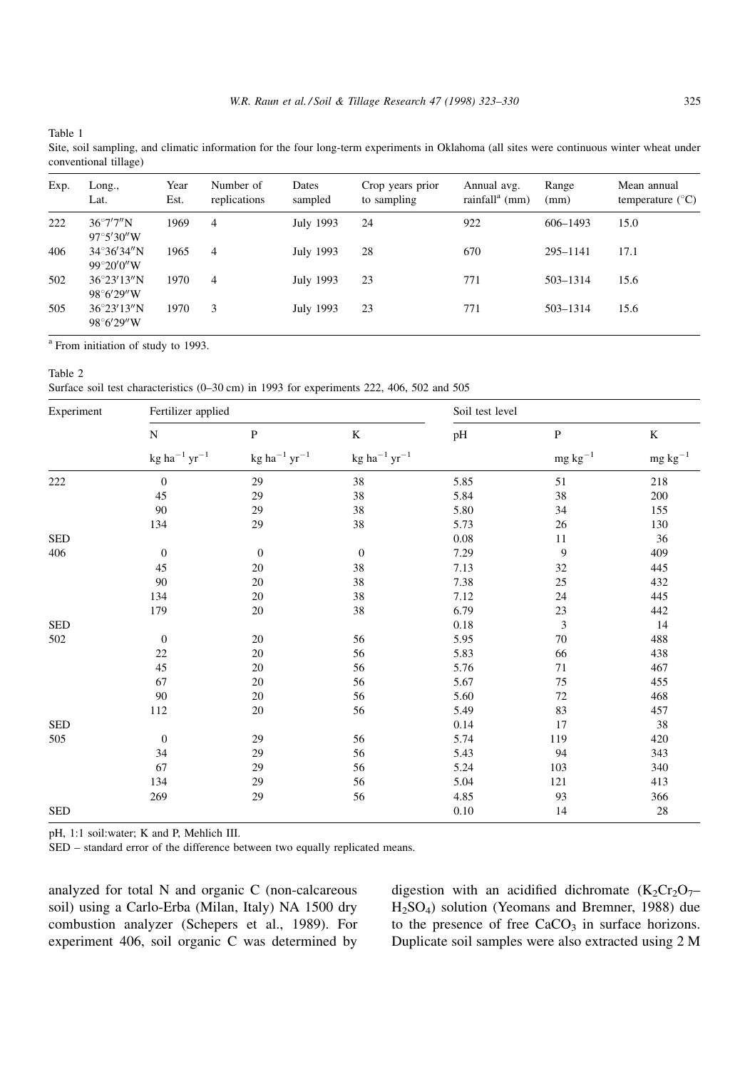Table 1

Site, soil sampling, and climatic information for the four long-term experiments in Oklahoma (all sites were continuous winter wheat under conventional tillage)

| Exp. | Long., Lat. | Year Est. | Number of replications | Dates sampled | Crop years prior to sampling | Annual avg. rainfall[a] (mm) | Range (mm) | Mean annual temperature (°C) |
|---|---|---|---|---|---|---|---|---|
| 222 | 36°7′7″N 97°5′30″W | 1969 | 4 | July 1993 | 24 | 922 | 606–1493 | 15.0 |
| 406 | 34°36′34″N 99°20′0″W | 1965 | 4 | July 1993 | 28 | 670 | 295–1141 | 17.1 |
| 502 | 36°23′13″N 98°6′29″W | 1970 | 4 | July 1993 | 23 | 771 | 503–1314 | 15.6 |
| 505 | 36°23′13″N 98°6′29″W | 1970 | 3 | July 1993 | 23 | 771 | 503–1314 | 15.6 |

[a] From initiation of study to 1993.

Table 2

Surface soil test characteristics (0–30 cm) in 1993 for experiments 222, 406, 502 and 505

| Experiment | Fertilizer applied | | | Soil test level | | |
|---|---|---|---|---|---|---|
| | N | P | K | pH | P | K |
| | kg $ha^{-1}$ $yr^{-1}$ | kg $ha^{-1}$ $yr^{-1}$ | kg $ha^{-1}$ $yr^{-1}$ | | mg $kg^{-1}$ | mg $kg^{-1}$ |
| 222 | 0 | 29 | 38 | 5.85 | 51 | 218 |
| | 45 | 29 | 38 | 5.84 | 38 | 200 |
| | 90 | 29 | 38 | 5.80 | 34 | 155 |
| | 134 | 29 | 38 | 5.73 | 26 | 130 |
| SED | | | | 0.08 | 11 | 36 |
| 406 | 0 | 0 | 0 | 7.29 | 9 | 409 |
| | 45 | 20 | 38 | 7.13 | 32 | 445 |
| | 90 | 20 | 38 | 7.38 | 25 | 432 |
| | 134 | 20 | 38 | 7.12 | 24 | 445 |
| | 179 | 20 | 38 | 6.79 | 23 | 442 |
| SED | | | | 0.18 | 3 | 14 |
| 502 | 0 | 20 | 56 | 5.95 | 70 | 488 |
| | 22 | 20 | 56 | 5.83 | 66 | 438 |
| | 45 | 20 | 56 | 5.76 | 71 | 467 |
| | 67 | 20 | 56 | 5.67 | 75 | 455 |
| | 90 | 20 | 56 | 5.60 | 72 | 468 |
| | 112 | 20 | 56 | 5.49 | 83 | 457 |
| SED | | | | 0.14 | 17 | 38 |
| 505 | 0 | 29 | 56 | 5.74 | 119 | 420 |
| | 34 | 29 | 56 | 5.43 | 94 | 343 |
| | 67 | 29 | 56 | 5.24 | 103 | 340 |
| | 134 | 29 | 56 | 5.04 | 121 | 413 |
| | 269 | 29 | 56 | 4.85 | 93 | 366 |
| SED | | | | 0.10 | 14 | 28 |

pH, 1:1 soil:water; K and P, Mehlich III.

SED – standard error of the difference between two equally replicated means.

analyzed for total N and organic C (non-calcareous soil) using a Carlo-Erba (Milan, Italy) NA 1500 dry combustion analyzer (Schepers et al., 1989). For experiment 406, soil organic C was determined by digestion with an acidified dichromate ($K_2Cr_2O_7$–$H_2SO_4$) solution (Yeomans and Bremner, 1988) due to the presence of free $CaCO_3$ in surface horizons. Duplicate soil samples were also extracted using 2 M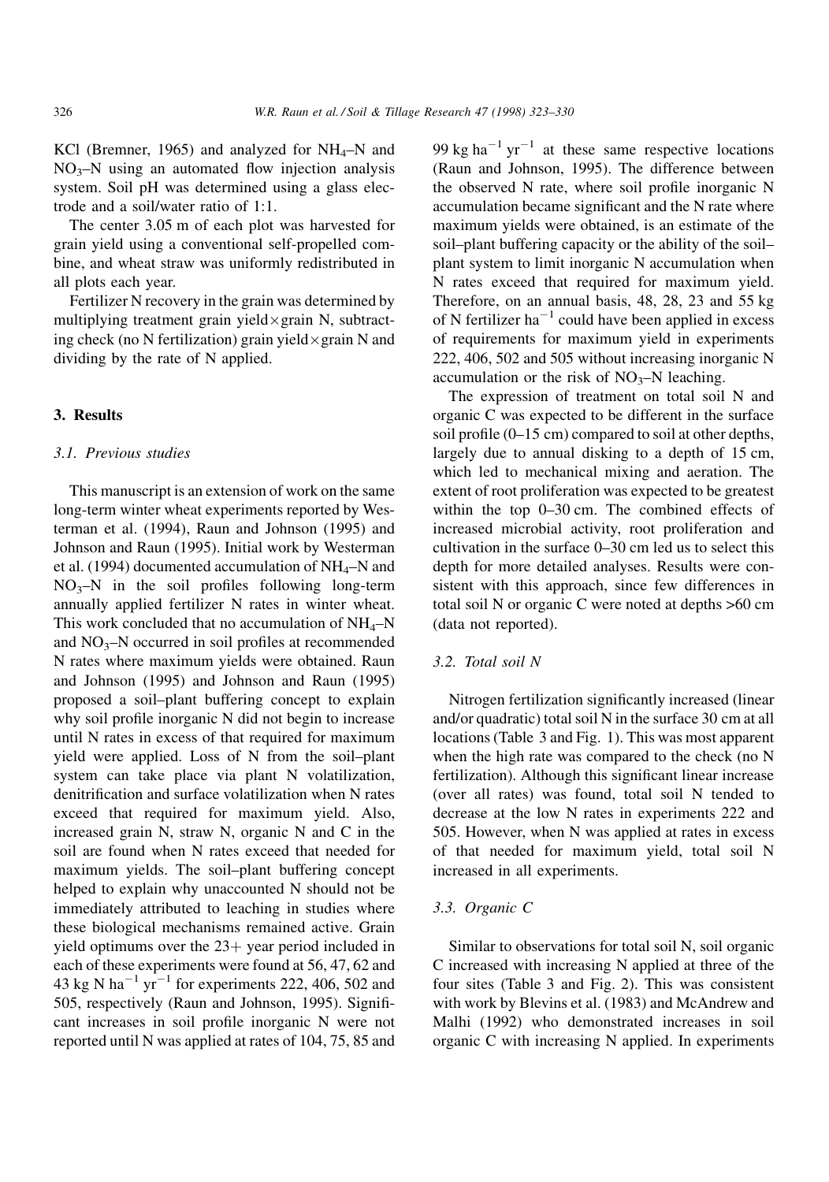KCl (Bremner, 1965) and analyzed for $NH_4$–N and $NO_3$–N using an automated flow injection analysis system. Soil pH was determined using a glass electrode and a soil/water ratio of 1:1.

The center 3.05 m of each plot was harvested for grain yield using a conventional self-propelled combine, and wheat straw was uniformly redistributed in all plots each year.

Fertilizer N recovery in the grain was determined by multiplying treatment grain yield × grain N, subtracting check (no N fertilization) grain yield × grain N and dividing by the rate of N applied.

## 3. Results

### 3.1. Previous studies

This manuscript is an extension of work on the same long-term winter wheat experiments reported by Westerman et al. (1994), Raun and Johnson (1995) and Johnson and Raun (1995). Initial work by Westerman et al. (1994) documented accumulation of $NH_4$–N and $NO_3$–N in the soil profiles following long-term annually applied fertilizer N rates in winter wheat. This work concluded that no accumulation of $NH_4$–N and $NO_3$–N occurred in soil profiles at recommended N rates where maximum yields were obtained. Raun and Johnson (1995) and Johnson and Raun (1995) proposed a soil–plant buffering concept to explain why soil profile inorganic N did not begin to increase until N rates in excess of that required for maximum yield were applied. Loss of N from the soil–plant system can take place via plant N volatilization, denitrification and surface volatilization when N rates exceed that required for maximum yield. Also, increased grain N, straw N, organic N and C in the soil are found when N rates exceed that needed for maximum yields. The soil–plant buffering concept helped to explain why unaccounted N should not be immediately attributed to leaching in studies where these biological mechanisms remained active. Grain yield optimums over the 23+ year period included in each of these experiments were found at 56, 47, 62 and 43 kg N $ha^{-1}$ $yr^{-1}$ for experiments 222, 406, 502 and 505, respectively (Raun and Johnson, 1995). Significant increases in soil profile inorganic N were not reported until N was applied at rates of 104, 75, 85 and 99 kg $ha^{-1}$ $yr^{-1}$ at these same respective locations (Raun and Johnson, 1995). The difference between the observed N rate, where soil profile inorganic N accumulation became significant and the N rate where maximum yields were obtained, is an estimate of the soil–plant buffering capacity or the ability of the soil–plant system to limit inorganic N accumulation when N rates exceed that required for maximum yield. Therefore, on an annual basis, 48, 28, 23 and 55 kg of N fertilizer $ha^{-1}$ could have been applied in excess of requirements for maximum yield in experiments 222, 406, 502 and 505 without increasing inorganic N accumulation or the risk of $NO_3$–N leaching.

The expression of treatment on total soil N and organic C was expected to be different in the surface soil profile (0–15 cm) compared to soil at other depths, largely due to annual disking to a depth of 15 cm, which led to mechanical mixing and aeration. The extent of root proliferation was expected to be greatest within the top 0–30 cm. The combined effects of increased microbial activity, root proliferation and cultivation in the surface 0–30 cm led us to select this depth for more detailed analyses. Results were consistent with this approach, since few differences in total soil N or organic C were noted at depths >60 cm (data not reported).

### 3.2. Total soil N

Nitrogen fertilization significantly increased (linear and/or quadratic) total soil N in the surface 30 cm at all locations (Table 3 and Fig. 1). This was most apparent when the high rate was compared to the check (no N fertilization). Although this significant linear increase (over all rates) was found, total soil N tended to decrease at the low N rates in experiments 222 and 505. However, when N was applied at rates in excess of that needed for maximum yield, total soil N increased in all experiments.

### 3.3. Organic C

Similar to observations for total soil N, soil organic C increased with increasing N applied at three of the four sites (Table 3 and Fig. 2). This was consistent with work by Blevins et al. (1983) and McAndrew and Malhi (1992) who demonstrated increases in soil organic C with increasing N applied. In experiments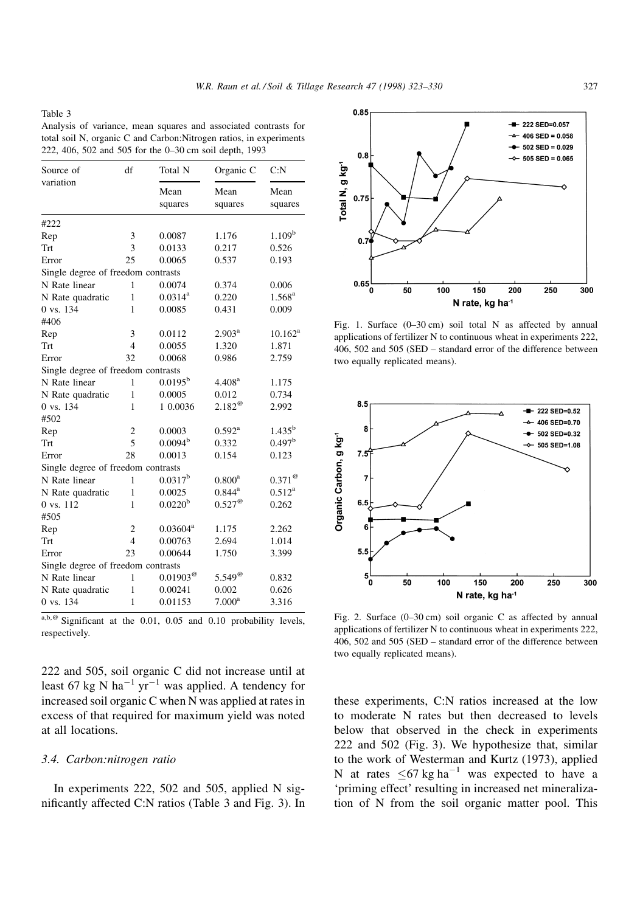Table 3

Analysis of variance, mean squares and associated contrasts for total soil N, organic C and Carbon:Nitrogen ratios, in experiments 222, 406, 502 and 505 for the 0–30 cm soil depth, 1993

| Source of variation | df | Total N | Organic C | C:N |
|---|---|---|---|---|
| | | Mean squares | Mean squares | Mean squares |
| #222 | | | | |
| Rep | 3 | 0.0087 | 1.176 | 1.109[b] |
| Trt | 3 | 0.0133 | 0.217 | 0.526 |
| Error | 25 | 0.0065 | 0.537 | 0.193 |
| Single degree of freedom contrasts | | | | |
| N Rate linear | 1 | 0.0074 | 0.374 | 0.006 |
| N Rate quadratic | 1 | 0.0314[a] | 0.220 | 1.568[a] |
| 0 vs. 134 | 1 | 0.0085 | 0.431 | 0.009 |
| #406 | | | | |
| Rep | 3 | 0.0112 | 2.903[a] | 10.162[a] |
| Trt | 4 | 0.0055 | 1.320 | 1.871 |
| Error | 32 | 0.0068 | 0.986 | 2.759 |
| Single degree of freedom contrasts | | | | |
| N Rate linear | 1 | 0.0195[b] | 4.408[a] | 1.175 |
| N Rate quadratic | 1 | 0.0005 | 0.012 | 0.734 |
| 0 vs. 134 | 1 | 1 0.0036 | 2.182[@] | 2.992 |
| #502 | | | | |
| Rep | 2 | 0.0003 | 0.592[a] | 1.435[b] |
| Trt | 5 | 0.0094[b] | 0.332 | 0.497[b] |
| Error | 28 | 0.0013 | 0.154 | 0.123 |
| Single degree of freedom contrasts | | | | |
| N Rate linear | 1 | 0.0317[b] | 0.800[a] | 0.371[@] |
| N Rate quadratic | 1 | 0.0025 | 0.844[a] | 0.512[a] |
| 0 vs. 112 | 1 | 0.0220[b] | 0.527[@] | 0.262 |
| #505 | | | | |
| Rep | 2 | 0.03604[a] | 1.175 | 2.262 |
| Trt | 4 | 0.00763 | 2.694 | 1.014 |
| Error | 23 | 0.00644 | 1.750 | 3.399 |
| Single degree of freedom contrasts | | | | |
| N Rate linear | 1 | 0.01903[@] | 5.549[@] | 0.832 |
| N Rate quadratic | 1 | 0.00241 | 0.002 | 0.626 |
| 0 vs. 134 | 1 | 0.01153 | 7.000[a] | 3.316 |

[a,b,@] Significant at the 0.01, 0.05 and 0.10 probability levels, respectively.

222 and 505, soil organic C did not increase until at least 67 kg N $ha^{-1}$ $yr^{-1}$ was applied. A tendency for increased soil organic C when N was applied at rates in excess of that required for maximum yield was noted at all locations.

### 3.4. Carbon:nitrogen ratio

In experiments 222, 502 and 505, applied N significantly affected C:N ratios (Table 3 and Fig. 3). In these experiments, C:N ratios increased at the low to moderate N rates but then decreased to levels below that observed in the check in experiments 222 and 502 (Fig. 3). We hypothesize that, similar to the work of Westerman and Kurtz (1973), applied N at rates $\leq$67 kg $ha^{-1}$ was expected to have a 'priming effect' resulting in increased net mineralization of N from the soil organic matter pool. This

Fig. 1. Surface (0–30 cm) soil total N as affected by annual applications of fertilizer N to continuous wheat in experiments 222, 406, 502 and 505 (SED – standard error of the difference between two equally replicated means).

Fig. 2. Surface (0–30 cm) soil organic C as affected by annual applications of fertilizer N to continuous wheat in experiments 222, 406, 502 and 505 (SED – standard error of the difference between two equally replicated means).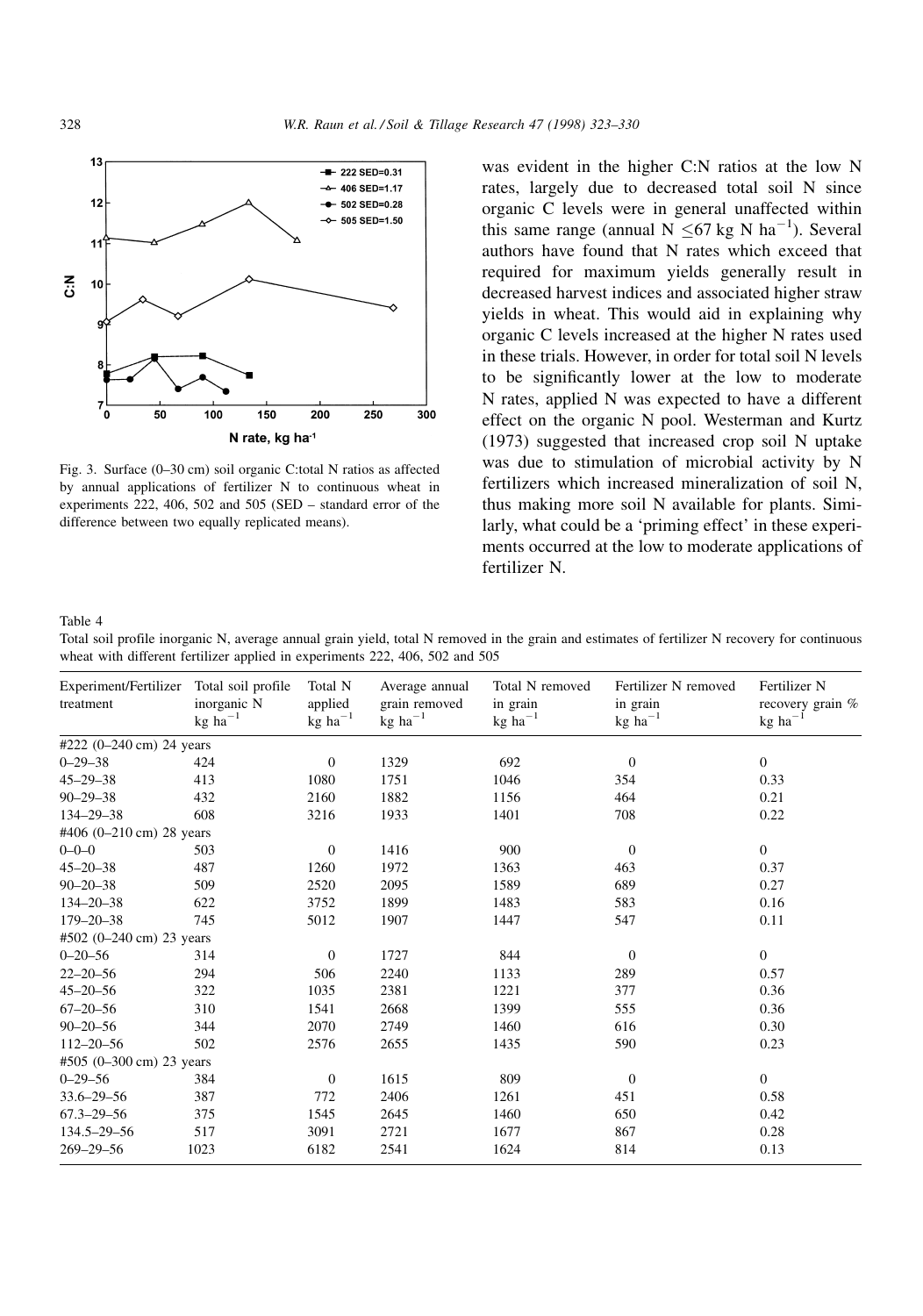Fig. 3. Surface (0–30 cm) soil organic C:total N ratios as affected by annual applications of fertilizer N to continuous wheat in experiments 222, 406, 502 and 505 (SED – standard error of the difference between two equally replicated means).

was evident in the higher C:N ratios at the low N rates, largely due to decreased total soil N since organic C levels were in general unaffected within this same range (annual N $\leq$67 kg N ha$^{-1}$). Several authors have found that N rates which exceed that required for maximum yields generally result in decreased harvest indices and associated higher straw yields in wheat. This would aid in explaining why organic C levels increased at the higher N rates used in these trials. However, in order for total soil N levels to be significantly lower at the low to moderate N rates, applied N was expected to have a different effect on the organic N pool. Westerman and Kurtz (1973) suggested that increased crop soil N uptake was due to stimulation of microbial activity by N fertilizers which increased mineralization of soil N, thus making more soil N available for plants. Similarly, what could be a 'priming effect' in these experiments occurred at the low to moderate applications of fertilizer N.

Table 4
Total soil profile inorganic N, average annual grain yield, total N removed in the grain and estimates of fertilizer N recovery for continuous wheat with different fertilizer applied in experiments 222, 406, 502 and 505

| Experiment/Fertilizer treatment | Total soil profile inorganic N kg ha$^{-1}$ | Total N applied kg ha$^{-1}$ | Average annual grain removed kg ha$^{-1}$ | Total N removed in grain kg ha$^{-1}$ | Fertilizer N removed in grain kg ha$^{-1}$ | Fertilizer N recovery grain % kg ha$^{-1}$ |
|---|---|---|---|---|---|---|
| #222 (0–240 cm) 24 years | | | | | | |
| 0–29–38 | 424 | 0 | 1329 | 692 | 0 | 0 |
| 45–29–38 | 413 | 1080 | 1751 | 1046 | 354 | 0.33 |
| 90–29–38 | 432 | 2160 | 1882 | 1156 | 464 | 0.21 |
| 134–29–38 | 608 | 3216 | 1933 | 1401 | 708 | 0.22 |
| #406 (0–210 cm) 28 years | | | | | | |
| 0–0–0 | 503 | 0 | 1416 | 900 | 0 | 0 |
| 45–20–38 | 487 | 1260 | 1972 | 1363 | 463 | 0.37 |
| 90–20–38 | 509 | 2520 | 2095 | 1589 | 689 | 0.27 |
| 134–20–38 | 622 | 3752 | 1899 | 1483 | 583 | 0.16 |
| 179–20–38 | 745 | 5012 | 1907 | 1447 | 547 | 0.11 |
| #502 (0–240 cm) 23 years | | | | | | |
| 0–20–56 | 314 | 0 | 1727 | 844 | 0 | 0 |
| 22–20–56 | 294 | 506 | 2240 | 1133 | 289 | 0.57 |
| 45–20–56 | 322 | 1035 | 2381 | 1221 | 377 | 0.36 |
| 67–20–56 | 310 | 1541 | 2668 | 1399 | 555 | 0.36 |
| 90–20–56 | 344 | 2070 | 2749 | 1460 | 616 | 0.30 |
| 112–20–56 | 502 | 2576 | 2655 | 1435 | 590 | 0.23 |
| #505 (0–300 cm) 23 years | | | | | | |
| 0–29–56 | 384 | 0 | 1615 | 809 | 0 | 0 |
| 33.6–29–56 | 387 | 772 | 2406 | 1261 | 451 | 0.58 |
| 67.3–29–56 | 375 | 1545 | 2645 | 1460 | 650 | 0.42 |
| 134.5–29–56 | 517 | 3091 | 2721 | 1677 | 867 | 0.28 |
| 269–29–56 | 1023 | 6182 | 2541 | 1624 | 814 | 0.13 |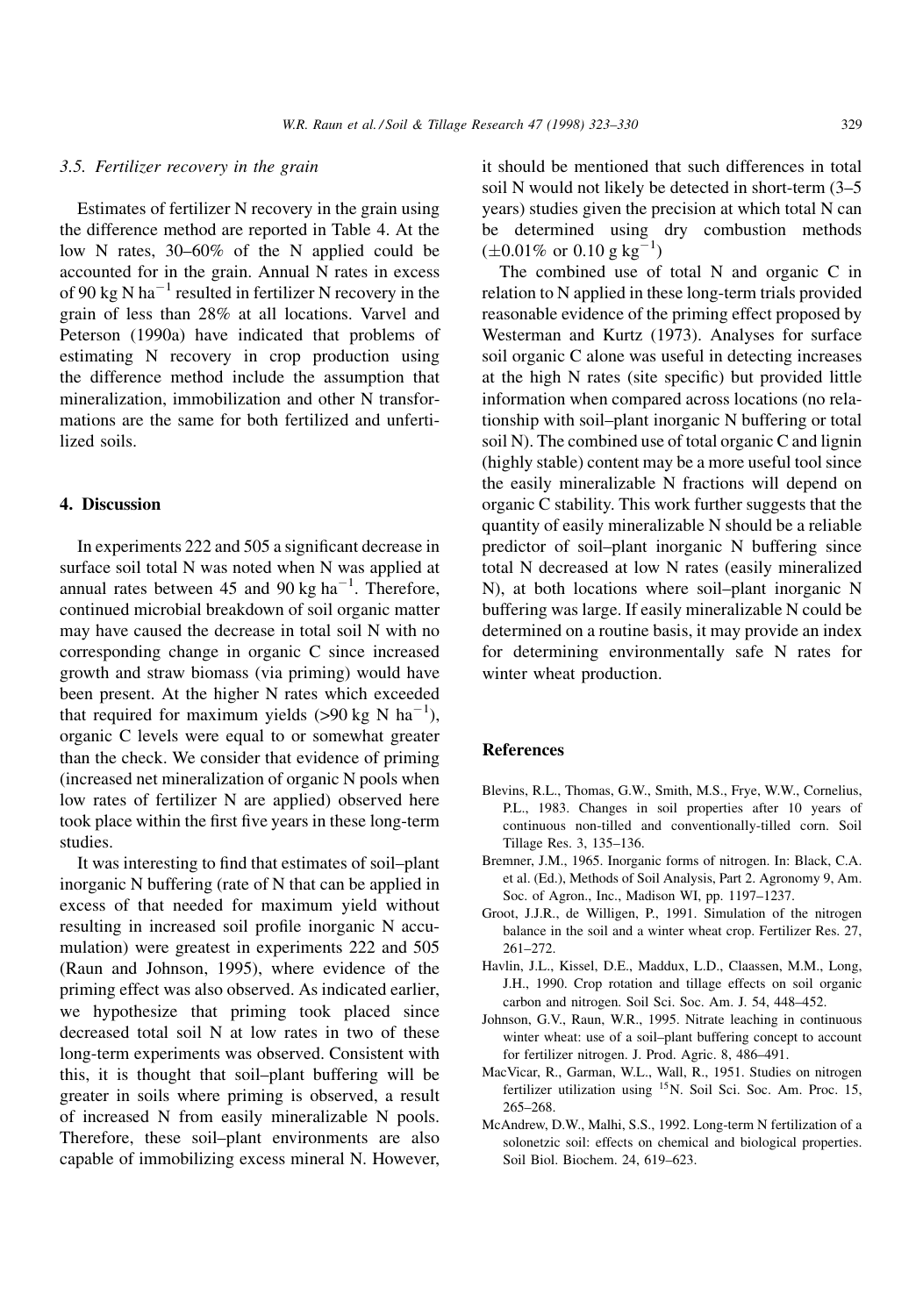### 3.5. Fertilizer recovery in the grain

Estimates of fertilizer N recovery in the grain using the difference method are reported in Table 4. At the low N rates, 30–60% of the N applied could be accounted for in the grain. Annual N rates in excess of 90 kg N $ha^{-1}$ resulted in fertilizer N recovery in the grain of less than 28% at all locations. Varvel and Peterson (1990a) have indicated that problems of estimating N recovery in crop production using the difference method include the assumption that mineralization, immobilization and other N transformations are the same for both fertilized and unfertilized soils.

## 4. Discussion

In experiments 222 and 505 a significant decrease in surface soil total N was noted when N was applied at annual rates between 45 and 90 kg $ha^{-1}$. Therefore, continued microbial breakdown of soil organic matter may have caused the decrease in total soil N with no corresponding change in organic C since increased growth and straw biomass (via priming) would have been present. At the higher N rates which exceeded that required for maximum yields (>90 kg N $ha^{-1}$), organic C levels were equal to or somewhat greater than the check. We consider that evidence of priming (increased net mineralization of organic N pools when low rates of fertilizer N are applied) observed here took place within the first five years in these long-term studies.

It was interesting to find that estimates of soil–plant inorganic N buffering (rate of N that can be applied in excess of that needed for maximum yield without resulting in increased soil profile inorganic N accumulation) were greatest in experiments 222 and 505 (Raun and Johnson, 1995), where evidence of the priming effect was also observed. As indicated earlier, we hypothesize that priming took placed since decreased total soil N at low rates in two of these long-term experiments was observed. Consistent with this, it is thought that soil–plant buffering will be greater in soils where priming is observed, a result of increased N from easily mineralizable N pools. Therefore, these soil–plant environments are also capable of immobilizing excess mineral N. However, it should be mentioned that such differences in total soil N would not likely be detected in short-term (3–5 years) studies given the precision at which total N can be determined using dry combustion methods ($\pm$0.01% or 0.10 g $kg^{-1}$)

The combined use of total N and organic C in relation to N applied in these long-term trials provided reasonable evidence of the priming effect proposed by Westerman and Kurtz (1973). Analyses for surface soil organic C alone was useful in detecting increases at the high N rates (site specific) but provided little information when compared across locations (no relationship with soil–plant inorganic N buffering or total soil N). The combined use of total organic C and lignin (highly stable) content may be a more useful tool since the easily mineralizable N fractions will depend on organic C stability. This work further suggests that the quantity of easily mineralizable N should be a reliable predictor of soil–plant inorganic N buffering since total N decreased at low N rates (easily mineralized N), at both locations where soil–plant inorganic N buffering was large. If easily mineralizable N could be determined on a routine basis, it may provide an index for determining environmentally safe N rates for winter wheat production.

## References

Blevins, R.L., Thomas, G.W., Smith, M.S., Frye, W.W., Cornelius, P.L., 1983. Changes in soil properties after 10 years of continuous non-tilled and conventionally-tilled corn. Soil Tillage Res. 3, 135–136.

Bremner, J.M., 1965. Inorganic forms of nitrogen. In: Black, C.A. et al. (Ed.), Methods of Soil Analysis, Part 2. Agronomy 9, Am. Soc. of Agron., Inc., Madison WI, pp. 1197–1237.

Groot, J.J.R., de Willigen, P., 1991. Simulation of the nitrogen balance in the soil and a winter wheat crop. Fertilizer Res. 27, 261–272.

Havlin, J.L., Kissel, D.E., Maddux, L.D., Claassen, M.M., Long, J.H., 1990. Crop rotation and tillage effects on soil organic carbon and nitrogen. Soil Sci. Soc. Am. J. 54, 448–452.

Johnson, G.V., Raun, W.R., 1995. Nitrate leaching in continuous winter wheat: use of a soil–plant buffering concept to account for fertilizer nitrogen. J. Prod. Agric. 8, 486–491.

MacVicar, R., Garman, W.L., Wall, R., 1951. Studies on nitrogen fertilizer utilization using $^{15}$N. Soil Sci. Soc. Am. Proc. 15, 265–268.

McAndrew, D.W., Malhi, S.S., 1992. Long-term N fertilization of a solonetzic soil: effects on chemical and biological properties. Soil Biol. Biochem. 24, 619–623.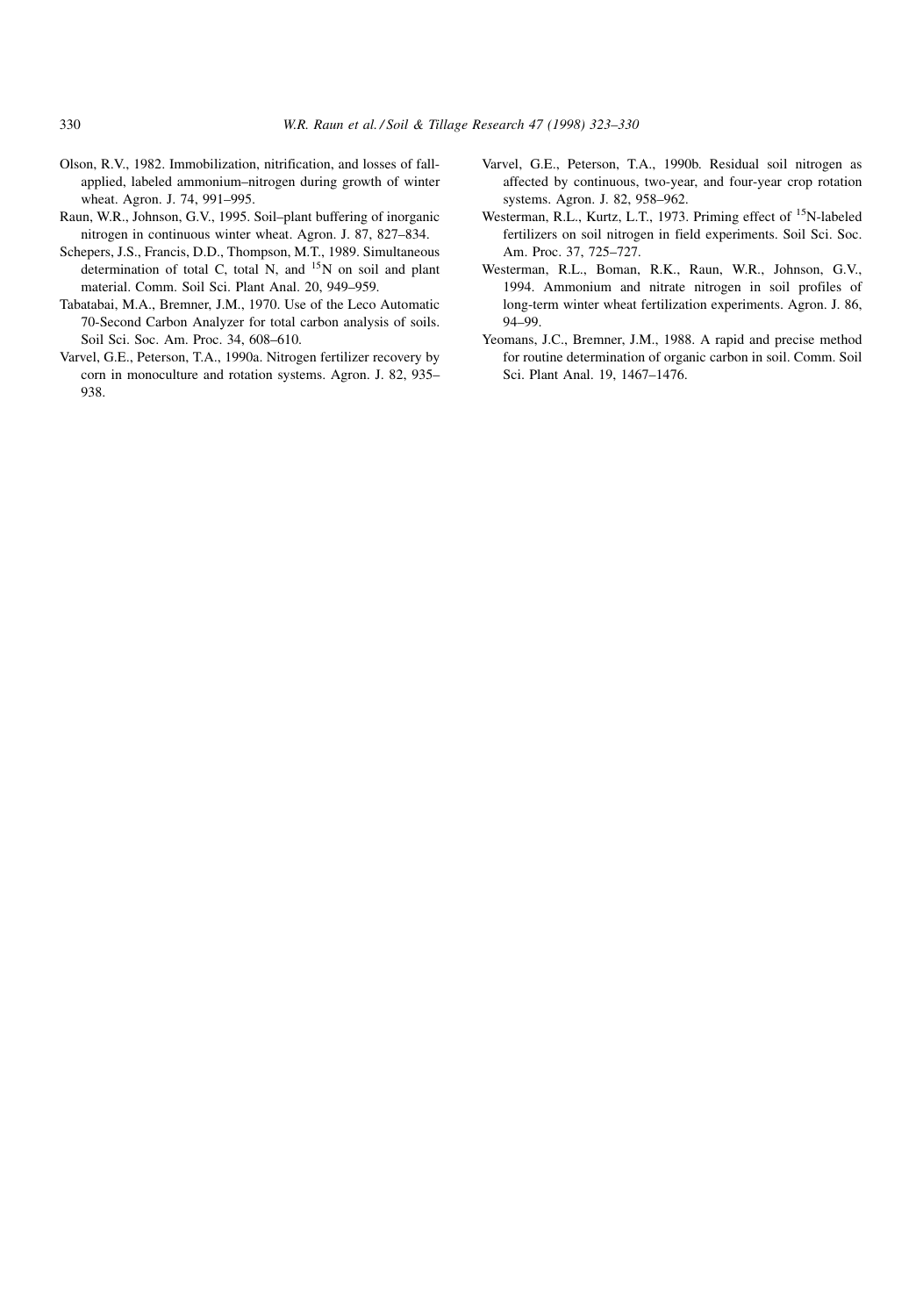Olson, R.V., 1982. Immobilization, nitrification, and losses of fall-applied, labeled ammonium–nitrogen during growth of winter wheat. Agron. J. 74, 991–995.

Raun, W.R., Johnson, G.V., 1995. Soil–plant buffering of inorganic nitrogen in continuous winter wheat. Agron. J. 87, 827–834.

Schepers, J.S., Francis, D.D., Thompson, M.T., 1989. Simultaneous determination of total C, total N, and $^{15}N$ on soil and plant material. Comm. Soil Sci. Plant Anal. 20, 949–959.

Tabatabai, M.A., Bremner, J.M., 1970. Use of the Leco Automatic 70-Second Carbon Analyzer for total carbon analysis of soils. Soil Sci. Soc. Am. Proc. 34, 608–610.

Varvel, G.E., Peterson, T.A., 1990a. Nitrogen fertilizer recovery by corn in monoculture and rotation systems. Agron. J. 82, 935–938.

Varvel, G.E., Peterson, T.A., 1990b. Residual soil nitrogen as affected by continuous, two-year, and four-year crop rotation systems. Agron. J. 82, 958–962.

Westerman, R.L., Kurtz, L.T., 1973. Priming effect of $^{15}N$-labeled fertilizers on soil nitrogen in field experiments. Soil Sci. Soc. Am. Proc. 37, 725–727.

Westerman, R.L., Boman, R.K., Raun, W.R., Johnson, G.V., 1994. Ammonium and nitrate nitrogen in soil profiles of long-term winter wheat fertilization experiments. Agron. J. 86, 94–99.

Yeomans, J.C., Bremner, J.M., 1988. A rapid and precise method for routine determination of organic carbon in soil. Comm. Soil Sci. Plant Anal. 19, 1467–1476.